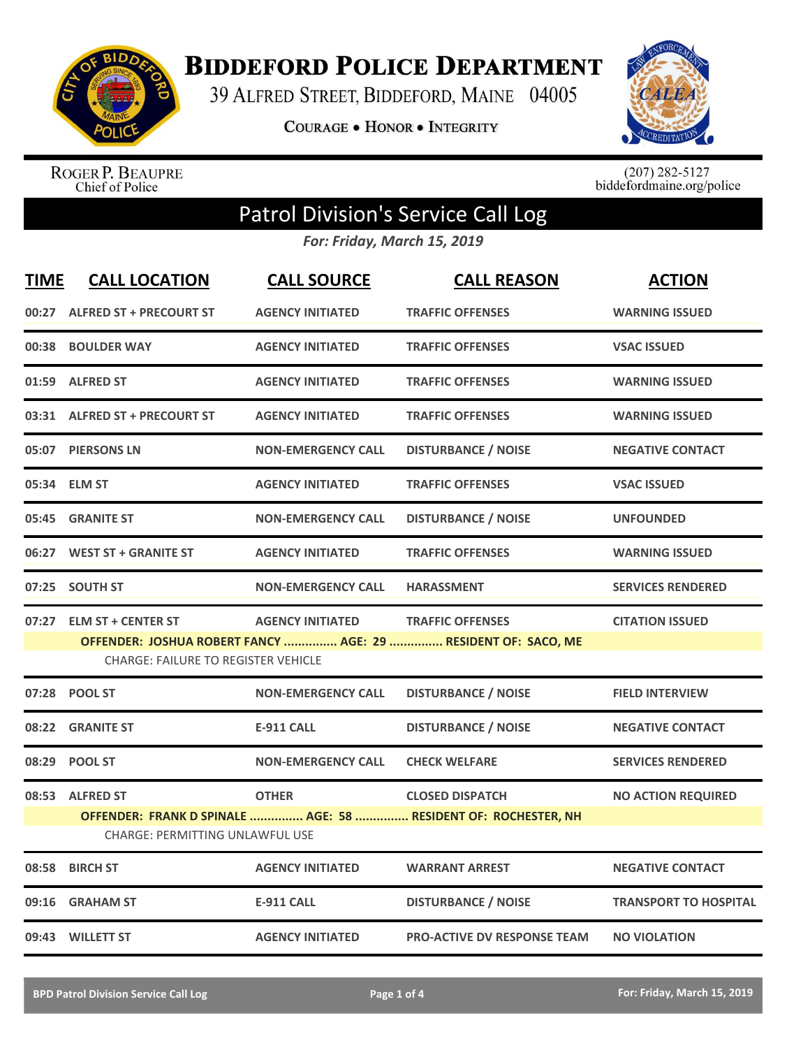# BIDDEFORD POLICE DEPARTMENT

39 ALFRED STREET, BIDDEFORD, MAINE 04005

COURAGE • HONOR • INTEGRITY

ROGER P. BEAUPRE
Chief of Police

(207) 282-5127
biddefordmaine.org/police

## Patrol Division's Service Call Log

*For: Friday, March 15, 2019*

| TIME | CALL LOCATION | CALL SOURCE | CALL REASON | ACTION |
|---|---|---|---|---|
| 00:27 | ALFRED ST + PRECOURT ST | AGENCY INITIATED | TRAFFIC OFFENSES | WARNING ISSUED |
| 00:38 | BOULDER WAY | AGENCY INITIATED | TRAFFIC OFFENSES | VSAC ISSUED |
| 01:59 | ALFRED ST | AGENCY INITIATED | TRAFFIC OFFENSES | WARNING ISSUED |
| 03:31 | ALFRED ST + PRECOURT ST | AGENCY INITIATED | TRAFFIC OFFENSES | WARNING ISSUED |
| 05:07 | PIERSONS LN | NON-EMERGENCY CALL | DISTURBANCE / NOISE | NEGATIVE CONTACT |
| 05:34 | ELM ST | AGENCY INITIATED | TRAFFIC OFFENSES | VSAC ISSUED |
| 05:45 | GRANITE ST | NON-EMERGENCY CALL | DISTURBANCE / NOISE | UNFOUNDED |
| 06:27 | WEST ST + GRANITE ST | AGENCY INITIATED | TRAFFIC OFFENSES | WARNING ISSUED |
| 07:25 | SOUTH ST | NON-EMERGENCY CALL | HARASSMENT | SERVICES RENDERED |
| 07:27 | ELM ST + CENTER ST | AGENCY INITIATED | TRAFFIC OFFENSES | CITATION ISSUED |
| | OFFENDER: JOSHUA ROBERT FANCY ............... AGE: 29 ............... RESIDENT OF: SACO, ME | | | |
| | CHARGE: FAILURE TO REGISTER VEHICLE | | | |
| 07:28 | POOL ST | NON-EMERGENCY CALL | DISTURBANCE / NOISE | FIELD INTERVIEW |
| 08:22 | GRANITE ST | E-911 CALL | DISTURBANCE / NOISE | NEGATIVE CONTACT |
| 08:29 | POOL ST | NON-EMERGENCY CALL | CHECK WELFARE | SERVICES RENDERED |
| 08:53 | ALFRED ST | OTHER | CLOSED DISPATCH | NO ACTION REQUIRED |
| | OFFENDER: FRANK D SPINALE ............... AGE: 58 ............... RESIDENT OF: ROCHESTER, NH | | | |
| | CHARGE: PERMITTING UNLAWFUL USE | | | |
| 08:58 | BIRCH ST | AGENCY INITIATED | WARRANT ARREST | NEGATIVE CONTACT |
| 09:16 | GRAHAM ST | E-911 CALL | DISTURBANCE / NOISE | TRANSPORT TO HOSPITAL |
| 09:43 | WILLETT ST | AGENCY INITIATED | PRO-ACTIVE DV RESPONSE TEAM | NO VIOLATION |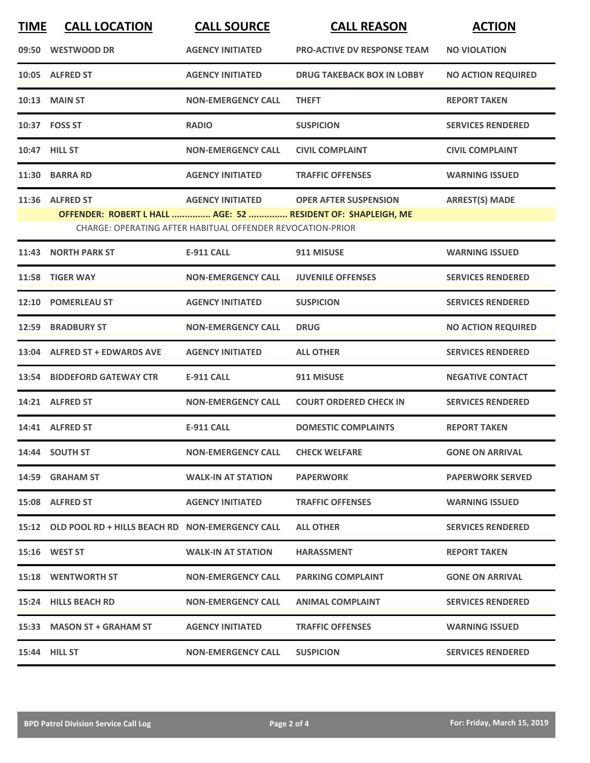| TIME | CALL LOCATION | CALL SOURCE | CALL REASON | ACTION |
|---|---|---|---|---|
| 09:50 | WESTWOOD DR | AGENCY INITIATED | PRO-ACTIVE DV RESPONSE TEAM | NO VIOLATION |
| 10:05 | ALFRED ST | AGENCY INITIATED | DRUG TAKEBACK BOX IN LOBBY | NO ACTION REQUIRED |
| 10:13 | MAIN ST | NON-EMERGENCY CALL | THEFT | REPORT TAKEN |
| 10:37 | FOSS ST | RADIO | SUSPICION | SERVICES RENDERED |
| 10:47 | HILL ST | NON-EMERGENCY CALL | CIVIL COMPLAINT | CIVIL COMPLAINT |
| 11:30 | BARRA RD | AGENCY INITIATED | TRAFFIC OFFENSES | WARNING ISSUED |
| 11:36 | ALFRED ST | AGENCY INITIATED | OPER AFTER SUSPENSION | ARREST(S) MADE |
| | OFFENDER: ROBERT L HALL ............... AGE: 52 ............... RESIDENT OF: SHAPLEIGH, ME | | | |
| | CHARGE: OPERATING AFTER HABITUAL OFFENDER REVOCATION-PRIOR | | | |
| 11:43 | NORTH PARK ST | E-911 CALL | 911 MISUSE | WARNING ISSUED |
| 11:58 | TIGER WAY | NON-EMERGENCY CALL | JUVENILE OFFENSES | SERVICES RENDERED |
| 12:10 | POMERLEAU ST | AGENCY INITIATED | SUSPICION | SERVICES RENDERED |
| 12:59 | BRADBURY ST | NON-EMERGENCY CALL | DRUG | NO ACTION REQUIRED |
| 13:04 | ALFRED ST + EDWARDS AVE | AGENCY INITIATED | ALL OTHER | SERVICES RENDERED |
| 13:54 | BIDDEFORD GATEWAY CTR | E-911 CALL | 911 MISUSE | NEGATIVE CONTACT |
| 14:21 | ALFRED ST | NON-EMERGENCY CALL | COURT ORDERED CHECK IN | SERVICES RENDERED |
| 14:41 | ALFRED ST | E-911 CALL | DOMESTIC COMPLAINTS | REPORT TAKEN |
| 14:44 | SOUTH ST | NON-EMERGENCY CALL | CHECK WELFARE | GONE ON ARRIVAL |
| 14:59 | GRAHAM ST | WALK-IN AT STATION | PAPERWORK | PAPERWORK SERVED |
| 15:08 | ALFRED ST | AGENCY INITIATED | TRAFFIC OFFENSES | WARNING ISSUED |
| 15:12 | OLD POOL RD + HILLS BEACH RD | NON-EMERGENCY CALL | ALL OTHER | SERVICES RENDERED |
| 15:16 | WEST ST | WALK-IN AT STATION | HARASSMENT | REPORT TAKEN |
| 15:18 | WENTWORTH ST | NON-EMERGENCY CALL | PARKING COMPLAINT | GONE ON ARRIVAL |
| 15:24 | HILLS BEACH RD | NON-EMERGENCY CALL | ANIMAL COMPLAINT | SERVICES RENDERED |
| 15:33 | MASON ST + GRAHAM ST | AGENCY INITIATED | TRAFFIC OFFENSES | WARNING ISSUED |
| 15:44 | HILL ST | NON-EMERGENCY CALL | SUSPICION | SERVICES RENDERED |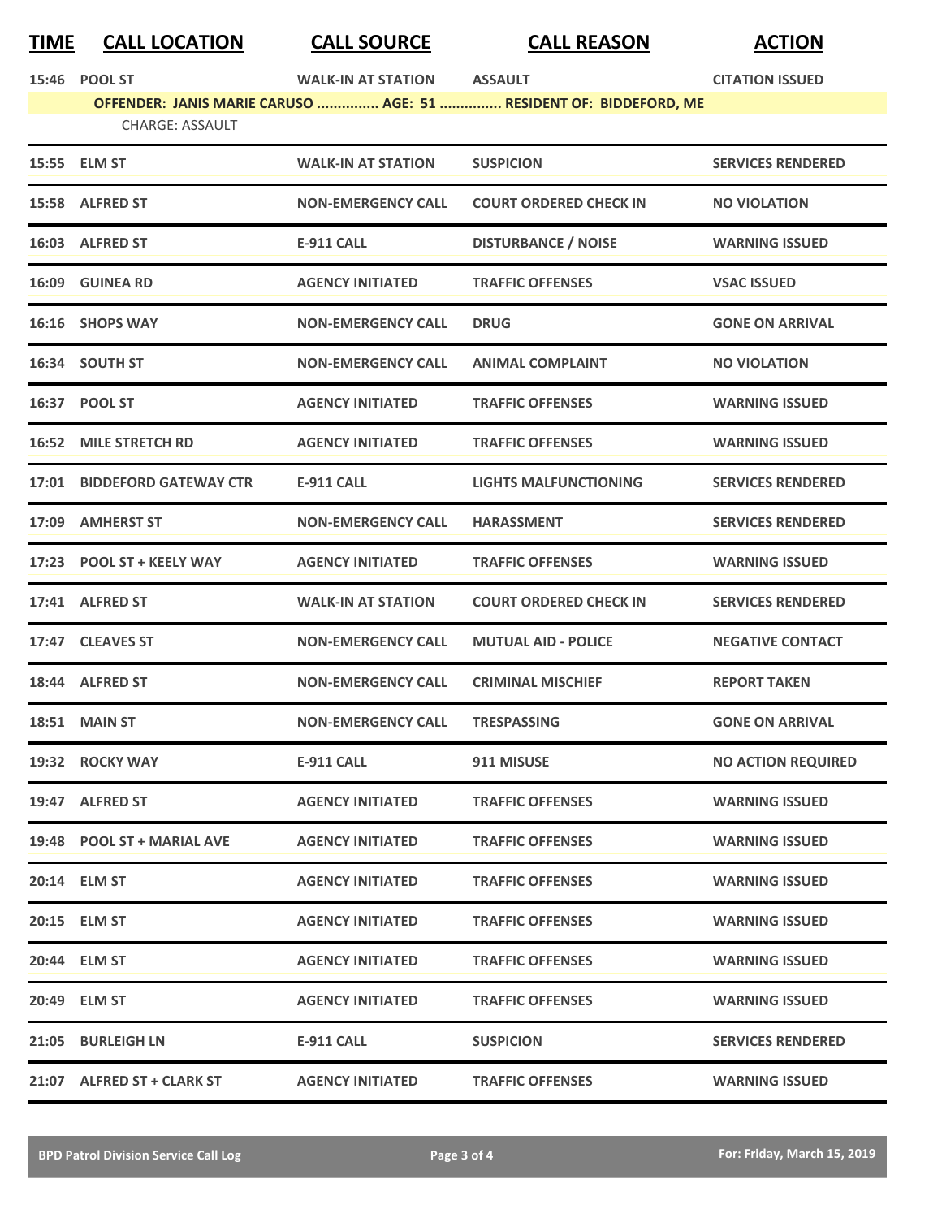| TIME | CALL LOCATION | CALL SOURCE | CALL REASON | ACTION |
|---|---|---|---|---|
| 15:46 | POOL ST | WALK-IN AT STATION | ASSAULT | CITATION ISSUED |
| | OFFENDER: JANIS MARIE CARUSO ............... AGE: 51 ............... RESIDENT OF: BIDDEFORD, ME | | | |
| | CHARGE: ASSAULT | | | |
| 15:55 | ELM ST | WALK-IN AT STATION | SUSPICION | SERVICES RENDERED |
| 15:58 | ALFRED ST | NON-EMERGENCY CALL | COURT ORDERED CHECK IN | NO VIOLATION |
| 16:03 | ALFRED ST | E-911 CALL | DISTURBANCE / NOISE | WARNING ISSUED |
| 16:09 | GUINEA RD | AGENCY INITIATED | TRAFFIC OFFENSES | VSAC ISSUED |
| 16:16 | SHOPS WAY | NON-EMERGENCY CALL | DRUG | GONE ON ARRIVAL |
| 16:34 | SOUTH ST | NON-EMERGENCY CALL | ANIMAL COMPLAINT | NO VIOLATION |
| 16:37 | POOL ST | AGENCY INITIATED | TRAFFIC OFFENSES | WARNING ISSUED |
| 16:52 | MILE STRETCH RD | AGENCY INITIATED | TRAFFIC OFFENSES | WARNING ISSUED |
| 17:01 | BIDDEFORD GATEWAY CTR | E-911 CALL | LIGHTS MALFUNCTIONING | SERVICES RENDERED |
| 17:09 | AMHERST ST | NON-EMERGENCY CALL | HARASSMENT | SERVICES RENDERED |
| 17:23 | POOL ST + KEELY WAY | AGENCY INITIATED | TRAFFIC OFFENSES | WARNING ISSUED |
| 17:41 | ALFRED ST | WALK-IN AT STATION | COURT ORDERED CHECK IN | SERVICES RENDERED |
| 17:47 | CLEAVES ST | NON-EMERGENCY CALL | MUTUAL AID - POLICE | NEGATIVE CONTACT |
| 18:44 | ALFRED ST | NON-EMERGENCY CALL | CRIMINAL MISCHIEF | REPORT TAKEN |
| 18:51 | MAIN ST | NON-EMERGENCY CALL | TRESPASSING | GONE ON ARRIVAL |
| 19:32 | ROCKY WAY | E-911 CALL | 911 MISUSE | NO ACTION REQUIRED |
| 19:47 | ALFRED ST | AGENCY INITIATED | TRAFFIC OFFENSES | WARNING ISSUED |
| 19:48 | POOL ST + MARIAL AVE | AGENCY INITIATED | TRAFFIC OFFENSES | WARNING ISSUED |
| 20:14 | ELM ST | AGENCY INITIATED | TRAFFIC OFFENSES | WARNING ISSUED |
| 20:15 | ELM ST | AGENCY INITIATED | TRAFFIC OFFENSES | WARNING ISSUED |
| 20:44 | ELM ST | AGENCY INITIATED | TRAFFIC OFFENSES | WARNING ISSUED |
| 20:49 | ELM ST | AGENCY INITIATED | TRAFFIC OFFENSES | WARNING ISSUED |
| 21:05 | BURLEIGH LN | E-911 CALL | SUSPICION | SERVICES RENDERED |
| 21:07 | ALFRED ST + CLARK ST | AGENCY INITIATED | TRAFFIC OFFENSES | WARNING ISSUED |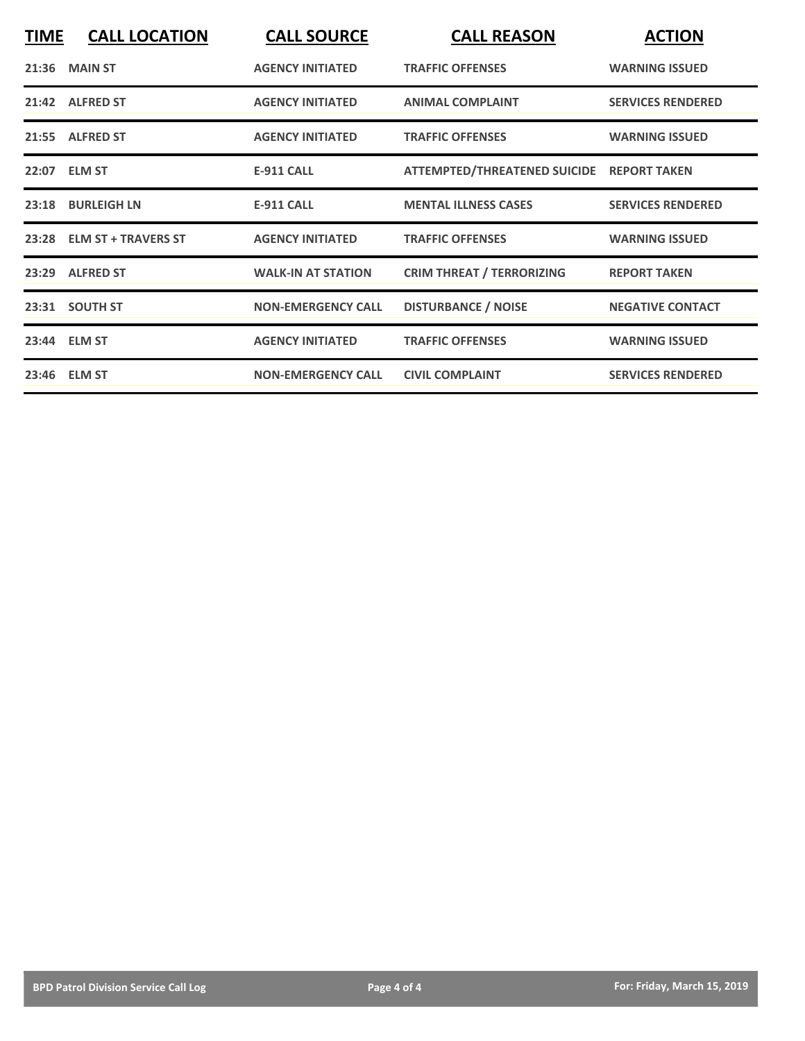| TIME | CALL LOCATION | CALL SOURCE | CALL REASON | ACTION |
|---|---|---|---|---|
| 21:36 | MAIN ST | AGENCY INITIATED | TRAFFIC OFFENSES | WARNING ISSUED |
| 21:42 | ALFRED ST | AGENCY INITIATED | ANIMAL COMPLAINT | SERVICES RENDERED |
| 21:55 | ALFRED ST | AGENCY INITIATED | TRAFFIC OFFENSES | WARNING ISSUED |
| 22:07 | ELM ST | E-911 CALL | ATTEMPTED/THREATENED SUICIDE | REPORT TAKEN |
| 23:18 | BURLEIGH LN | E-911 CALL | MENTAL ILLNESS CASES | SERVICES RENDERED |
| 23:28 | ELM ST + TRAVERS ST | AGENCY INITIATED | TRAFFIC OFFENSES | WARNING ISSUED |
| 23:29 | ALFRED ST | WALK-IN AT STATION | CRIM THREAT / TERRORIZING | REPORT TAKEN |
| 23:31 | SOUTH ST | NON-EMERGENCY CALL | DISTURBANCE / NOISE | NEGATIVE CONTACT |
| 23:44 | ELM ST | AGENCY INITIATED | TRAFFIC OFFENSES | WARNING ISSUED |
| 23:46 | ELM ST | NON-EMERGENCY CALL | CIVIL COMPLAINT | SERVICES RENDERED |